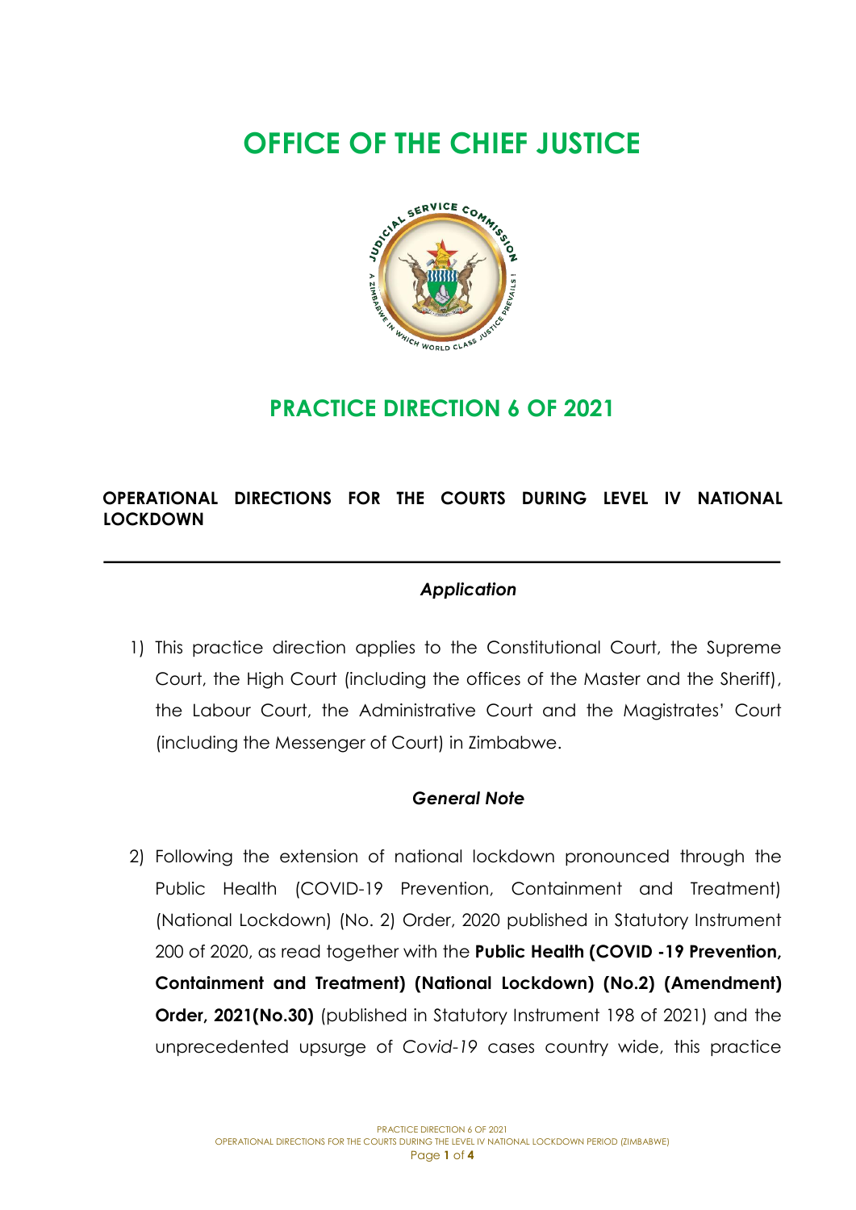# OFFICE OF THE CHIEF JUSTICE

## PRACTICE DIRECTION 6 OF 2021

### OPERATIONAL DIRECTIONS FOR THE COURTS DURING LEVEL IV NATIONAL LOCKDOWN

---

***Application***

1) This practice direction applies to the Constitutional Court, the Supreme Court, the High Court (including the offices of the Master and the Sheriff), the Labour Court, the Administrative Court and the Magistrates' Court (including the Messenger of Court) in Zimbabwe.

***General Note***

2) Following the extension of national lockdown pronounced through the Public Health (COVID-19 Prevention, Containment and Treatment) (National Lockdown) (No. 2) Order, 2020 published in Statutory Instrument 200 of 2020, as read together with the **Public Health (COVID -19 Prevention, Containment and Treatment) (National Lockdown) (No.2) (Amendment) Order, 2021(No.30)** (published in Statutory Instrument 198 of 2021) and the unprecedented upsurge of *Covid-19* cases country wide, this practice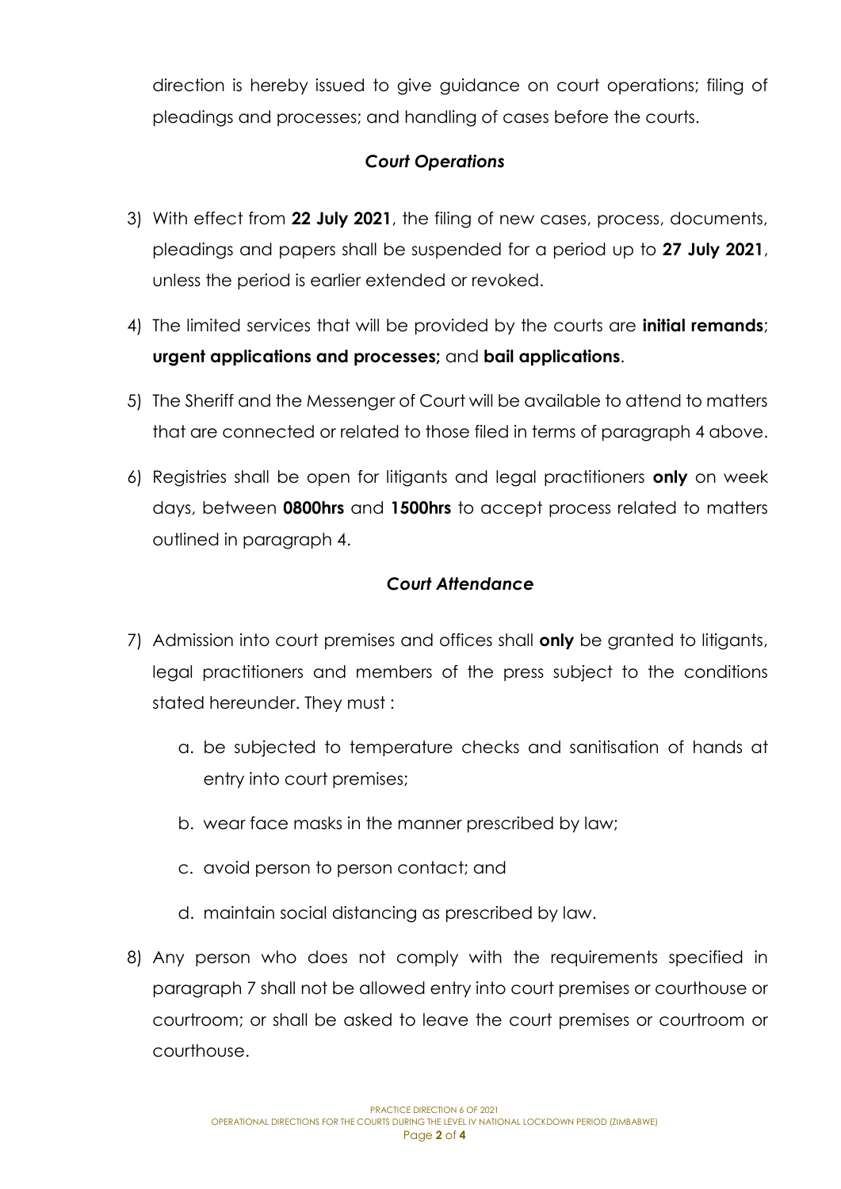direction is hereby issued to give guidance on court operations; filing of pleadings and processes; and handling of cases before the courts.

### *Court Operations*

3) With effect from **22 July 2021**, the filing of new cases, process, documents, pleadings and papers shall be suspended for a period up to **27 July 2021**, unless the period is earlier extended or revoked.

4) The limited services that will be provided by the courts are **initial remands**; **urgent applications and processes;** and **bail applications**.

5) The Sheriff and the Messenger of Court will be available to attend to matters that are connected or related to those filed in terms of paragraph 4 above.

6) Registries shall be open for litigants and legal practitioners **only** on week days, between **0800hrs** and **1500hrs** to accept process related to matters outlined in paragraph 4.

### *Court Attendance*

7) Admission into court premises and offices shall **only** be granted to litigants, legal practitioners and members of the press subject to the conditions stated hereunder. They must :

    a. be subjected to temperature checks and sanitisation of hands at entry into court premises;

    b. wear face masks in the manner prescribed by law;

    c. avoid person to person contact; and

    d. maintain social distancing as prescribed by law.

8) Any person who does not comply with the requirements specified in paragraph 7 shall not be allowed entry into court premises or courthouse or courtroom; or shall be asked to leave the court premises or courtroom or courthouse.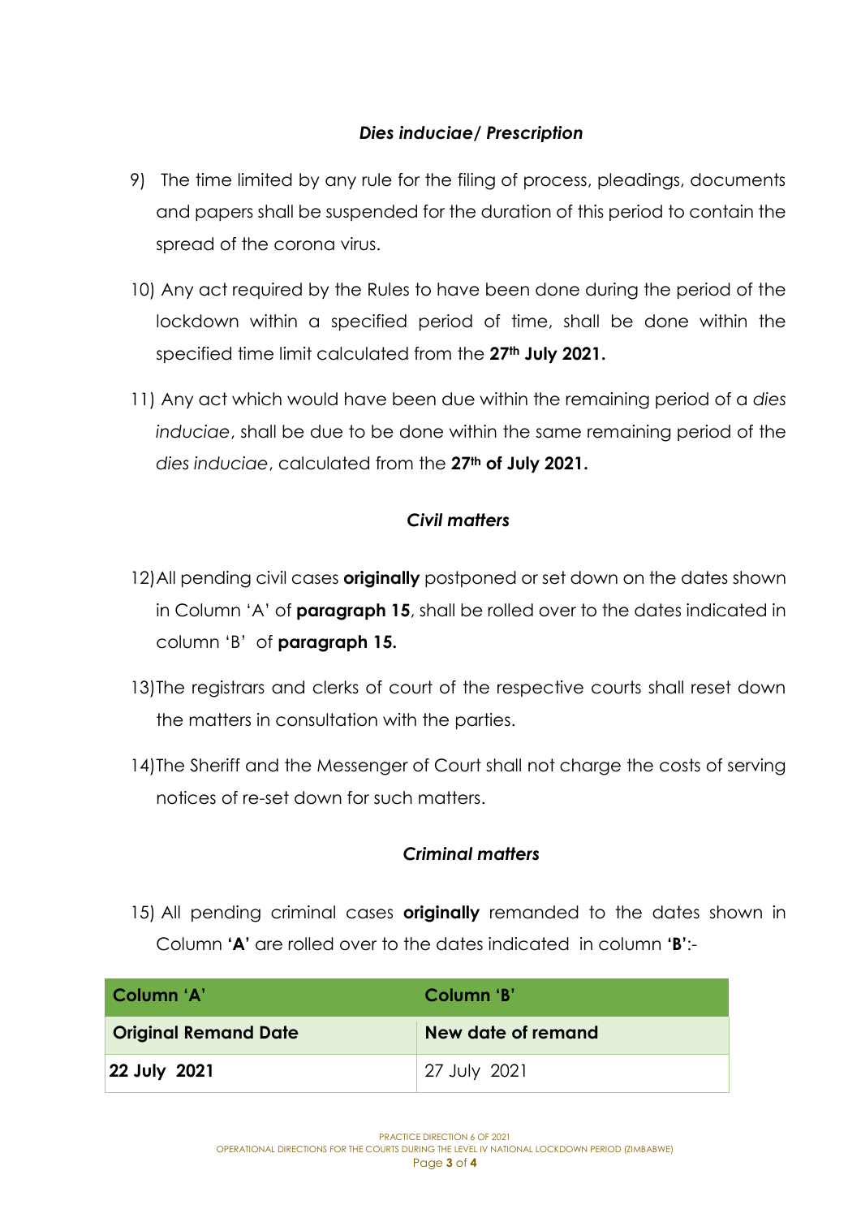### *Dies inducia/ Prescription*

9) The time limited by any rule for the filing of process, pleadings, documents and papers shall be suspended for the duration of this period to contain the spread of the corona virus.

10) Any act required by the Rules to have been done during the period of the lockdown within a specified period of time, shall be done within the specified time limit calculated from the **27th July 2021.**

11) Any act which would have been due within the remaining period of a *dies induciae*, shall be due to be done within the same remaining period of the *dies induciae*, calculated from the **27th of July 2021.**

### *Civil matters*

12) All pending civil cases **originally** postponed or set down on the dates shown in Column 'A' of **paragraph 15**, shall be rolled over to the dates indicated in column 'B' of **paragraph 15.**

13) The registrars and clerks of court of the respective courts shall reset down the matters in consultation with the parties.

14) The Sheriff and the Messenger of Court shall not charge the costs of serving notices of re-set down for such matters.

### *Criminal matters*

15) All pending criminal cases **originally** remanded to the dates shown in Column **'A'** are rolled over to the dates indicated in column **'B'**:-

| Column 'A' | Column 'B' |
|---|---|
| **Original Remand Date** | **New date of remand** |
| **22 July 2021** | 27 July 2021 |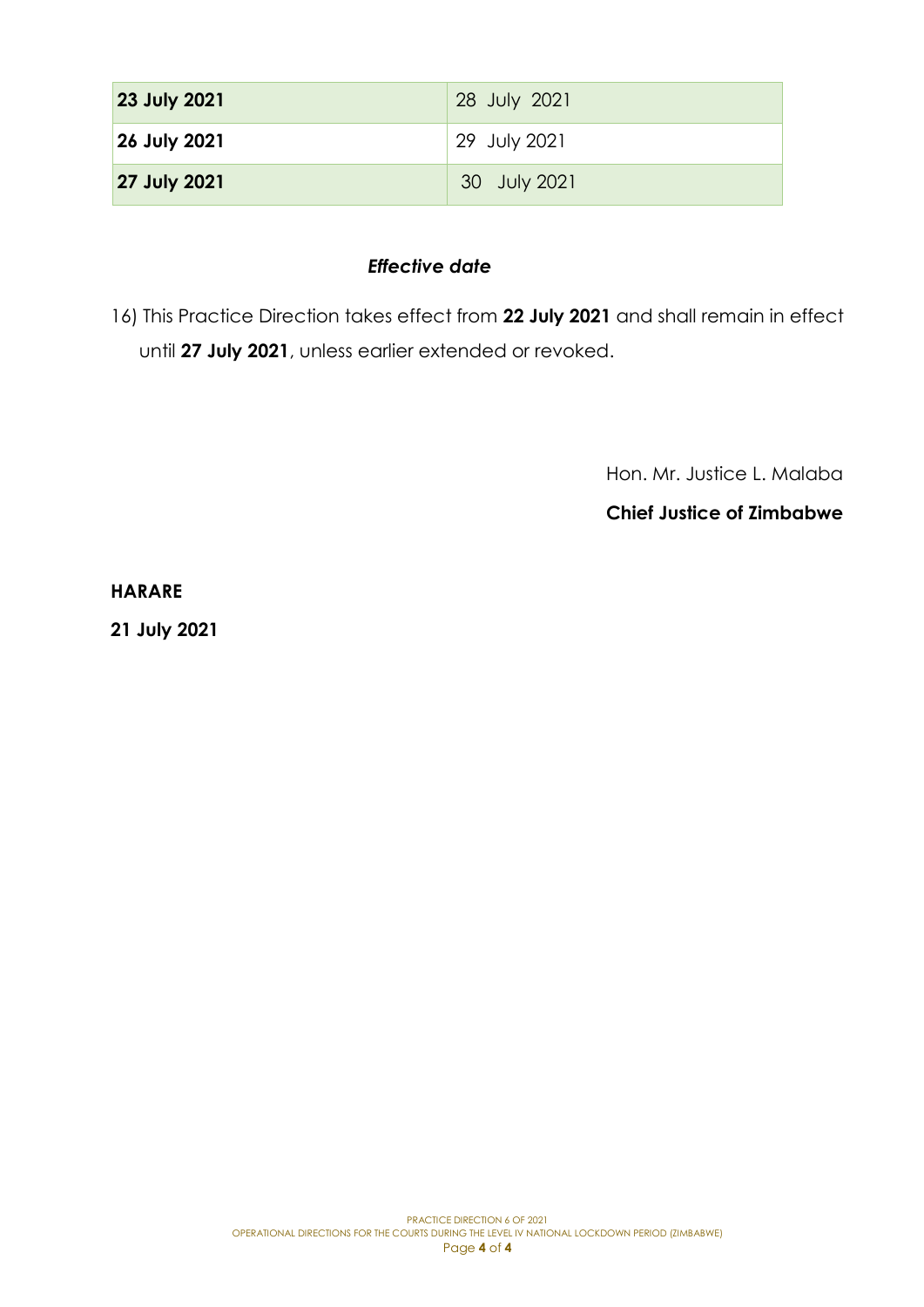| | |
|---|---|
| **23 July 2021** | 28 July 2021 |
| **26 July 2021** | 29 July 2021 |
| **27 July 2021** | 30 July 2021 |

### *Effective date*

16) This Practice Direction takes effect from **22 July 2021** and shall remain in effect until **27 July 2021**, unless earlier extended or revoked.

Hon. Mr. Justice L. Malaba

**Chief Justice of Zimbabwe**

**HARARE**

**21 July 2021**